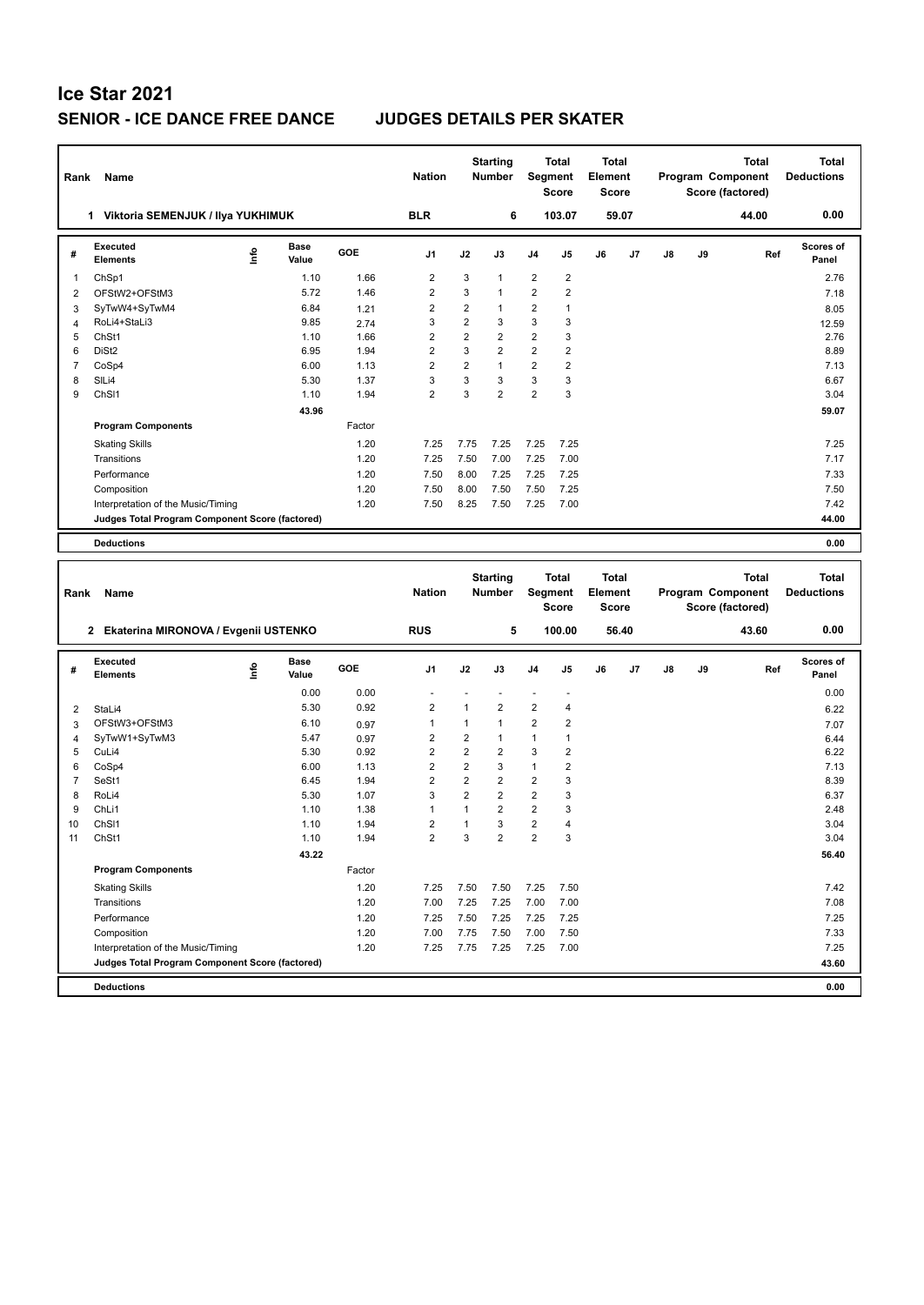# Ice Star 2021

## SENIOR - ICE DANCE FREE DANCE JUDGES DETAILS PER SKATER

| Rank | Name | Nation | Starting Number | Total Segment Score | Total Element Score | Total Program Component Score (factored) | Total Deductions |
|---|---|---|---|---|---|---|---|
| 1 | Viktoria SEMENJUK / Ilya YUKHIMUK | BLR | 6 | 103.07 | 59.07 | 44.00 | 0.00 |

| # | Executed Elements | Info | Base Value | GOE | J1 | J2 | J3 | J4 | J5 | J6 | J7 | J8 | J9 | Ref | Scores of Panel |
|---|---|---|---|---|---|---|---|---|---|---|---|---|---|---|---|
| 1 | ChSp1 | | 1.10 | 1.66 | 2 | 3 | 1 | 2 | 2 | | | | | | 2.76 |
| 2 | OFStW2+OFStM3 | | 5.72 | 1.46 | 2 | 3 | 1 | 2 | 2 | | | | | | 7.18 |
| 3 | SyTwW4+SyTwM4 | | 6.84 | 1.21 | 2 | 2 | 1 | 2 | 1 | | | | | | 8.05 |
| 4 | RoLi4+StaLi3 | | 9.85 | 2.74 | 3 | 2 | 3 | 3 | 3 | | | | | | 12.59 |
| 5 | ChSt1 | | 1.10 | 1.66 | 2 | 2 | 2 | 2 | 3 | | | | | | 2.76 |
| 6 | DiSt2 | | 6.95 | 1.94 | 2 | 3 | 2 | 2 | 2 | | | | | | 8.89 |
| 7 | CoSp4 | | 6.00 | 1.13 | 2 | 2 | 1 | 2 | 2 | | | | | | 7.13 |
| 8 | SlLi4 | | 5.30 | 1.37 | 3 | 3 | 3 | 3 | 3 | | | | | | 6.67 |
| 9 | ChSl1 | | 1.10 | 1.94 | 2 | 3 | 2 | 2 | 3 | | | | | | 3.04 |
| | | | 43.96 | | | | | | | | | | | | 59.07 |
| | **Program Components** | | | Factor | | | | | | | | | | | |
| | Skating Skills | | | 1.20 | 7.25 | 7.75 | 7.25 | 7.25 | 7.25 | | | | | | 7.25 |
| | Transitions | | | 1.20 | 7.25 | 7.50 | 7.00 | 7.25 | 7.00 | | | | | | 7.17 |
| | Performance | | | 1.20 | 7.50 | 8.00 | 7.25 | 7.25 | 7.25 | | | | | | 7.33 |
| | Composition | | | 1.20 | 7.50 | 8.00 | 7.50 | 7.50 | 7.25 | | | | | | 7.50 |
| | Interpretation of the Music/Timing | | | 1.20 | 7.50 | 8.25 | 7.50 | 7.25 | 7.00 | | | | | | 7.42 |
| | **Judges Total Program Component Score (factored)** | | | | | | | | | | | | | | 44.00 |
| | **Deductions** | | | | | | | | | | | | | | 0.00 |

| Rank | Name | Nation | Starting Number | Total Segment Score | Total Element Score | Total Program Component Score (factored) | Total Deductions |
|---|---|---|---|---|---|---|---|
| 2 | Ekaterina MIRONOVA / Evgenii USTENKO | RUS | 5 | 100.00 | 56.40 | 43.60 | 0.00 |

| # | Executed Elements | Info | Base Value | GOE | J1 | J2 | J3 | J4 | J5 | J6 | J7 | J8 | J9 | Ref | Scores of Panel |
|---|---|---|---|---|---|---|---|---|---|---|---|---|---|---|---|
| | | | 0.00 | 0.00 | - | - | - | - | - | | | | | | 0.00 |
| 2 | StaLi4 | | 5.30 | 0.92 | 2 | 1 | 2 | 2 | 4 | | | | | | 6.22 |
| 3 | OFStW3+OFStM3 | | 6.10 | 0.97 | 1 | 1 | 1 | 2 | 2 | | | | | | 7.07 |
| 4 | SyTwW1+SyTwM3 | | 5.47 | 0.97 | 2 | 2 | 1 | 1 | 1 | | | | | | 6.44 |
| 5 | CuLi4 | | 5.30 | 0.92 | 2 | 2 | 2 | 3 | 2 | | | | | | 6.22 |
| 6 | CoSp4 | | 6.00 | 1.13 | 2 | 2 | 3 | 1 | 2 | | | | | | 7.13 |
| 7 | SeSt1 | | 6.45 | 1.94 | 2 | 2 | 2 | 2 | 3 | | | | | | 8.39 |
| 8 | RoLi4 | | 5.30 | 1.07 | 3 | 2 | 2 | 2 | 3 | | | | | | 6.37 |
| 9 | ChLi1 | | 1.10 | 1.38 | 1 | 1 | 2 | 2 | 3 | | | | | | 2.48 |
| 10 | ChSl1 | | 1.10 | 1.94 | 2 | 1 | 3 | 2 | 4 | | | | | | 3.04 |
| 11 | ChSt1 | | 1.10 | 1.94 | 2 | 3 | 2 | 2 | 3 | | | | | | 3.04 |
| | | | 43.22 | | | | | | | | | | | | 56.40 |
| | **Program Components** | | | Factor | | | | | | | | | | | |
| | Skating Skills | | | 1.20 | 7.25 | 7.50 | 7.50 | 7.25 | 7.50 | | | | | | 7.42 |
| | Transitions | | | 1.20 | 7.00 | 7.25 | 7.25 | 7.00 | 7.00 | | | | | | 7.08 |
| | Performance | | | 1.20 | 7.25 | 7.50 | 7.25 | 7.25 | 7.25 | | | | | | 7.25 |
| | Composition | | | 1.20 | 7.00 | 7.75 | 7.50 | 7.00 | 7.50 | | | | | | 7.33 |
| | Interpretation of the Music/Timing | | | 1.20 | 7.25 | 7.75 | 7.25 | 7.25 | 7.00 | | | | | | 7.25 |
| | **Judges Total Program Component Score (factored)** | | | | | | | | | | | | | | 43.60 |
| | **Deductions** | | | | | | | | | | | | | | 0.00 |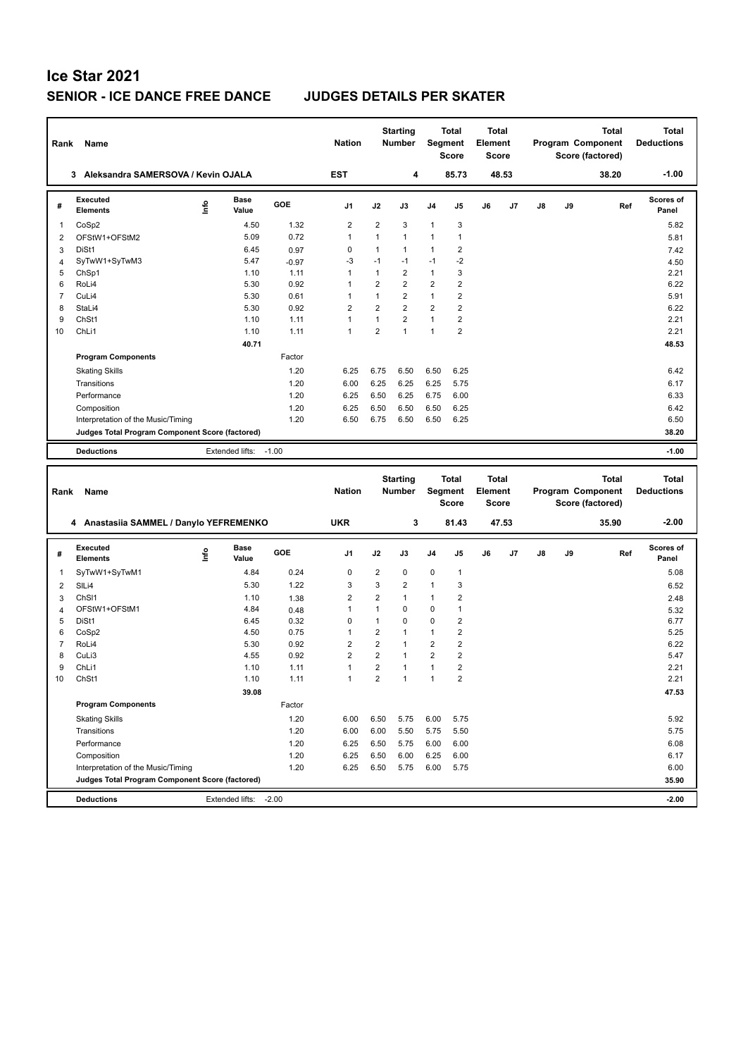# Ice Star 2021

## SENIOR - ICE DANCE FREE DANCE JUDGES DETAILS PER SKATER

| Rank | Name | Nation | Starting Number | Total Segment Score | Total Element Score | Total Program Component Score (factored) | Total Deductions |
|---|---|---|---|---|---|---|---|
| 3 | Aleksandra SAMERSOVA / Kevin OJALA | EST | 4 | 85.73 | 48.53 | 38.20 | -1.00 |

| # | Executed Elements | Info | Base Value | GOE | J1 | J2 | J3 | J4 | J5 | J6 | J7 | J8 | J9 | Ref | Scores of Panel |
|---|---|---|---|---|---|---|---|---|---|---|---|---|---|---|---|
| 1 | CoSp2 | | 4.50 | 1.32 | 2 | 2 | 3 | 1 | 3 | | | | | | 5.82 |
| 2 | OFStW1+OFStM2 | | 5.09 | 0.72 | 1 | 1 | 1 | 1 | 1 | | | | | | 5.81 |
| 3 | DiSt1 | | 6.45 | 0.97 | 0 | 1 | 1 | 1 | 2 | | | | | | 7.42 |
| 4 | SyTwW1+SyTwM3 | | 5.47 | -0.97 | -3 | -1 | -1 | -1 | -2 | | | | | | 4.50 |
| 5 | ChSp1 | | 1.10 | 1.11 | 1 | 1 | 2 | 1 | 3 | | | | | | 2.21 |
| 6 | RoLi4 | | 5.30 | 0.92 | 1 | 2 | 2 | 2 | 2 | | | | | | 6.22 |
| 7 | CuLi4 | | 5.30 | 0.61 | 1 | 1 | 2 | 1 | 2 | | | | | | 5.91 |
| 8 | StaLi4 | | 5.30 | 0.92 | 2 | 2 | 2 | 2 | 2 | | | | | | 6.22 |
| 9 | ChSt1 | | 1.10 | 1.11 | 1 | 1 | 2 | 1 | 2 | | | | | | 2.21 |
| 10 | ChLi1 | | 1.10 | 1.11 | 1 | 2 | 1 | 1 | 2 | | | | | | 2.21 |
| | | | 40.71 | | | | | | | | | | | | 48.53 |

| Program Components | Factor | J1 | J2 | J3 | J4 | J5 | Scores of Panel |
|---|---|---|---|---|---|---|---|
| Skating Skills | 1.20 | 6.25 | 6.75 | 6.50 | 6.50 | 6.25 | 6.42 |
| Transitions | 1.20 | 6.00 | 6.25 | 6.25 | 6.25 | 5.75 | 6.17 |
| Performance | 1.20 | 6.25 | 6.50 | 6.25 | 6.75 | 6.00 | 6.33 |
| Composition | 1.20 | 6.25 | 6.50 | 6.50 | 6.50 | 6.25 | 6.42 |
| Interpretation of the Music/Timing | 1.20 | 6.50 | 6.75 | 6.50 | 6.50 | 6.25 | 6.50 |
| Judges Total Program Component Score (factored) | | | | | | | 38.20 |

| Deductions | Extended lifts: | -1.00 | -1.00 |
|---|---|---|---|

| Rank | Name | Nation | Starting Number | Total Segment Score | Total Element Score | Total Program Component Score (factored) | Total Deductions |
|---|---|---|---|---|---|---|---|
| 4 | Anastasiia SAMMEL / Danylo YEFREMENKO | UKR | 3 | 81.43 | 47.53 | 35.90 | -2.00 |

| # | Executed Elements | Info | Base Value | GOE | J1 | J2 | J3 | J4 | J5 | J6 | J7 | J8 | J9 | Ref | Scores of Panel |
|---|---|---|---|---|---|---|---|---|---|---|---|---|---|---|---|
| 1 | SyTwW1+SyTwM1 | | 4.84 | 0.24 | 0 | 2 | 0 | 0 | 1 | | | | | | 5.08 |
| 2 | SlLi4 | | 5.30 | 1.22 | 3 | 3 | 2 | 1 | 3 | | | | | | 6.52 |
| 3 | ChSl1 | | 1.10 | 1.38 | 2 | 2 | 1 | 1 | 2 | | | | | | 2.48 |
| 4 | OFStW1+OFStM1 | | 4.84 | 0.48 | 1 | 1 | 0 | 0 | 1 | | | | | | 5.32 |
| 5 | DiSt1 | | 6.45 | 0.32 | 0 | 1 | 0 | 0 | 2 | | | | | | 6.77 |
| 6 | CoSp2 | | 4.50 | 0.75 | 1 | 2 | 1 | 1 | 2 | | | | | | 5.25 |
| 7 | RoLi4 | | 5.30 | 0.92 | 2 | 2 | 1 | 2 | 2 | | | | | | 6.22 |
| 8 | CuLi3 | | 4.55 | 0.92 | 2 | 2 | 1 | 2 | 2 | | | | | | 5.47 |
| 9 | ChLi1 | | 1.10 | 1.11 | 1 | 2 | 1 | 1 | 2 | | | | | | 2.21 |
| 10 | ChSt1 | | 1.10 | 1.11 | 1 | 2 | 1 | 1 | 2 | | | | | | 2.21 |
| | | | 39.08 | | | | | | | | | | | | 47.53 |

| Program Components | Factor | J1 | J2 | J3 | J4 | J5 | Scores of Panel |
|---|---|---|---|---|---|---|---|
| Skating Skills | 1.20 | 6.00 | 6.50 | 5.75 | 6.00 | 5.75 | 5.92 |
| Transitions | 1.20 | 6.00 | 6.00 | 5.50 | 5.75 | 5.50 | 5.75 |
| Performance | 1.20 | 6.25 | 6.50 | 5.75 | 6.00 | 6.00 | 6.08 |
| Composition | 1.20 | 6.25 | 6.50 | 6.00 | 6.25 | 6.00 | 6.17 |
| Interpretation of the Music/Timing | 1.20 | 6.25 | 6.50 | 5.75 | 6.00 | 5.75 | 6.00 |
| Judges Total Program Component Score (factored) | | | | | | | 35.90 |

| Deductions | Extended lifts: | -2.00 | -2.00 |
|---|---|---|---|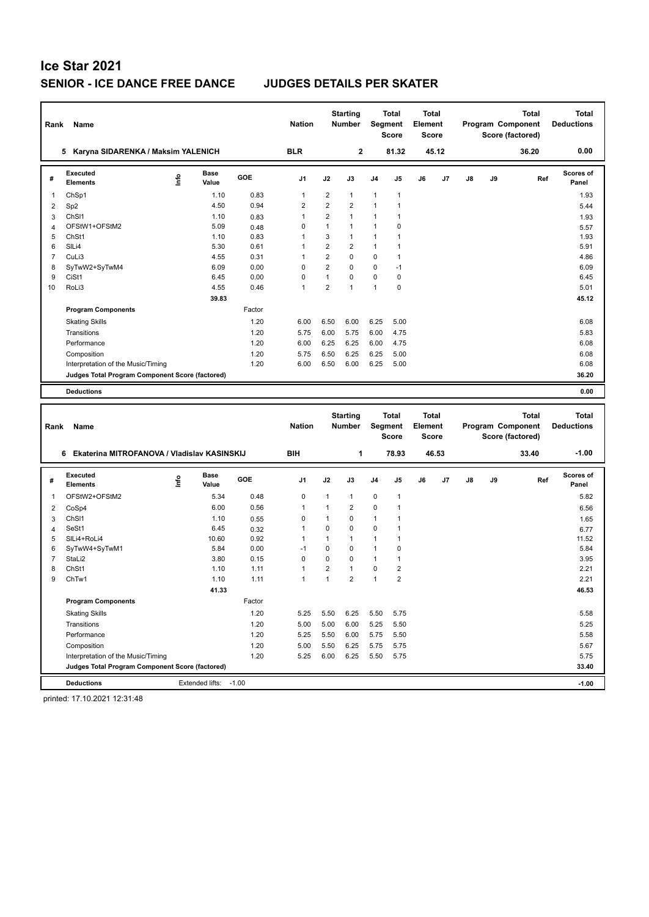# Ice Star 2021

## SENIOR - ICE DANCE FREE DANCE JUDGES DETAILS PER SKATER

| Rank | Name | Nation | Starting Number | Total Segment Score | Total Element Score | Total Program Component Score (factored) | Total Deductions |
|---|---|---|---|---|---|---|---|
| 5 | Karyna SIDARENKA / Maksim YALENICH | BLR | 2 | 81.32 | 45.12 | 36.20 | 0.00 |

| # | Executed Elements | Info | Base Value | GOE | J1 | J2 | J3 | J4 | J5 | J6 | J7 | J8 | J9 | Ref | Scores of Panel |
|---|---|---|---|---|---|---|---|---|---|---|---|---|---|---|---|
| 1 | ChSp1 | | 1.10 | 0.83 | 1 | 2 | 1 | 1 | 1 | | | | | | 1.93 |
| 2 | Sp2 | | 4.50 | 0.94 | 2 | 2 | 2 | 1 | 1 | | | | | | 5.44 |
| 3 | ChSl1 | | 1.10 | 0.83 | 1 | 2 | 1 | 1 | 1 | | | | | | 1.93 |
| 4 | OFStW1+OFStM2 | | 5.09 | 0.48 | 0 | 1 | 1 | 1 | 0 | | | | | | 5.57 |
| 5 | ChSt1 | | 1.10 | 0.83 | 1 | 3 | 1 | 1 | 1 | | | | | | 1.93 |
| 6 | SlLi4 | | 5.30 | 0.61 | 1 | 2 | 2 | 1 | 1 | | | | | | 5.91 |
| 7 | CuLi3 | | 4.55 | 0.31 | 1 | 2 | 0 | 0 | 1 | | | | | | 4.86 |
| 8 | SyTwW2+SyTwM4 | | 6.09 | 0.00 | 0 | 2 | 0 | 0 | -1 | | | | | | 6.09 |
| 9 | CiSt1 | | 6.45 | 0.00 | 0 | 1 | 0 | 0 | 0 | | | | | | 6.45 |
| 10 | RoLi3 | | 4.55 | 0.46 | 1 | 2 | 1 | 1 | 0 | | | | | | 5.01 |
| | | | 39.83 | | | | | | | | | | | | 45.12 |
| | **Program Components** | | | Factor | | | | | | | | | | | |
| | Skating Skills | | | 1.20 | 6.00 | 6.50 | 6.00 | 6.25 | 5.00 | | | | | | 6.08 |
| | Transitions | | | 1.20 | 5.75 | 6.00 | 5.75 | 6.00 | 4.75 | | | | | | 5.83 |
| | Performance | | | 1.20 | 6.00 | 6.25 | 6.25 | 6.00 | 4.75 | | | | | | 6.08 |
| | Composition | | | 1.20 | 5.75 | 6.50 | 6.25 | 6.25 | 5.00 | | | | | | 6.08 |
| | Interpretation of the Music/Timing | | | 1.20 | 6.00 | 6.50 | 6.00 | 6.25 | 5.00 | | | | | | 6.08 |
| | **Judges Total Program Component Score (factored)** | | | | | | | | | | | | | | 36.20 |
| | **Deductions** | | | | | | | | | | | | | | 0.00 |

| Rank | Name | Nation | Starting Number | Total Segment Score | Total Element Score | Total Program Component Score (factored) | Total Deductions |
|---|---|---|---|---|---|---|---|
| 6 | Ekaterina MITROFANOVA / Vladislav KASINSKIJ | BIH | 1 | 78.93 | 46.53 | 33.40 | -1.00 |

| # | Executed Elements | Info | Base Value | GOE | J1 | J2 | J3 | J4 | J5 | J6 | J7 | J8 | J9 | Ref | Scores of Panel |
|---|---|---|---|---|---|---|---|---|---|---|---|---|---|---|---|
| 1 | OFStW2+OFStM2 | | 5.34 | 0.48 | 0 | 1 | 1 | 0 | 1 | | | | | | 5.82 |
| 2 | CoSp4 | | 6.00 | 0.56 | 1 | 1 | 2 | 0 | 1 | | | | | | 6.56 |
| 3 | ChSl1 | | 1.10 | 0.55 | 0 | 1 | 0 | 1 | 1 | | | | | | 1.65 |
| 4 | SeSt1 | | 6.45 | 0.32 | 1 | 0 | 0 | 0 | 1 | | | | | | 6.77 |
| 5 | SlLi4+RoLi4 | | 10.60 | 0.92 | 1 | 1 | 1 | 1 | 1 | | | | | | 11.52 |
| 6 | SyTwW4+SyTwM1 | | 5.84 | 0.00 | -1 | 0 | 0 | 1 | 0 | | | | | | 5.84 |
| 7 | StaLi2 | | 3.80 | 0.15 | 0 | 0 | 0 | 1 | 1 | | | | | | 3.95 |
| 8 | ChSt1 | | 1.10 | 1.11 | 1 | 2 | 1 | 0 | 2 | | | | | | 2.21 |
| 9 | ChTw1 | | 1.10 | 1.11 | 1 | 1 | 2 | 1 | 2 | | | | | | 2.21 |
| | | | 41.33 | | | | | | | | | | | | 46.53 |
| | **Program Components** | | | Factor | | | | | | | | | | | |
| | Skating Skills | | | 1.20 | 5.25 | 5.50 | 6.25 | 5.50 | 5.75 | | | | | | 5.58 |
| | Transitions | | | 1.20 | 5.00 | 5.00 | 6.00 | 5.25 | 5.50 | | | | | | 5.25 |
| | Performance | | | 1.20 | 5.25 | 5.50 | 6.00 | 5.75 | 5.50 | | | | | | 5.58 |
| | Composition | | | 1.20 | 5.00 | 5.50 | 6.25 | 5.75 | 5.75 | | | | | | 5.67 |
| | Interpretation of the Music/Timing | | | 1.20 | 5.25 | 6.00 | 6.25 | 5.50 | 5.75 | | | | | | 5.75 |
| | **Judges Total Program Component Score (factored)** | | | | | | | | | | | | | | 33.40 |
| | **Deductions** | Extended lifts: | -1.00 | | | | | | | | | | | | -1.00 |

printed: 17.10.2021 12:31:48